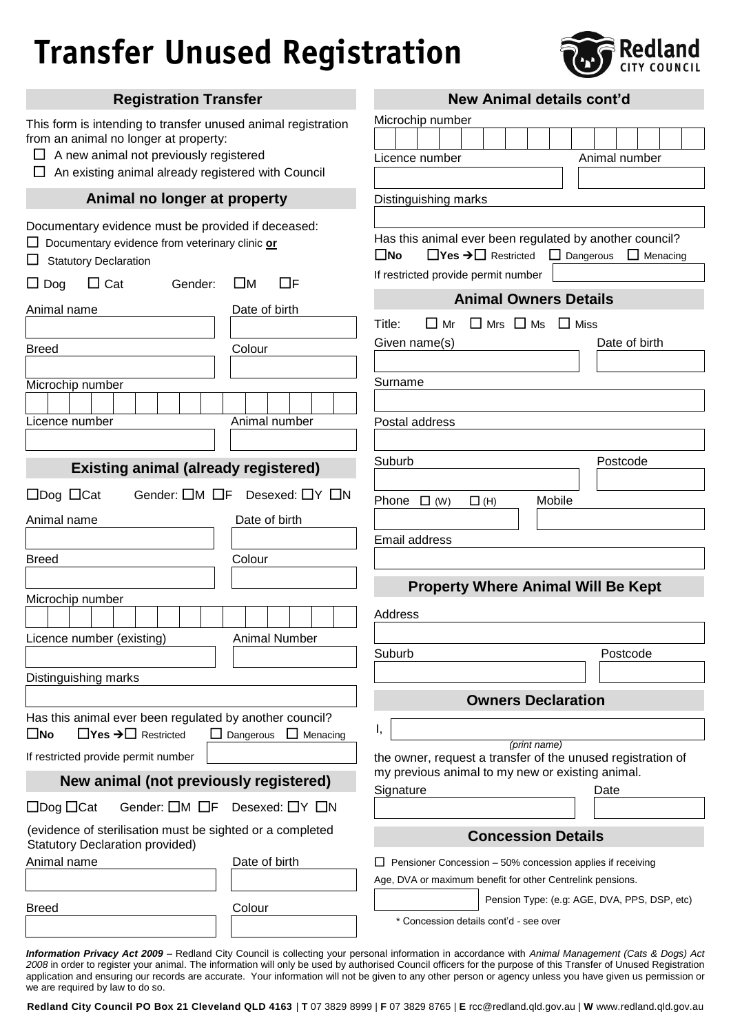# Transfer Unused Registration

Redland CITY COUNCIL

## Registration Transfer

This form is intending to transfer unused animal registration from an animal no longer at property:

- ☐ A new animal not previously registered
- ☐ An existing animal already registered with Council

## Animal no longer at property

Documentary evidence must be provided if deceased:

- ☐ Documentary evidence from veterinary clinic **or**
- ☐ Statutory Declaration

☐ Dog ☐ Cat Gender: ☐M ☐F

Animal name | Date of birth

Breed | Colour

Microchip number

Licence number | Animal number

## Existing animal (already registered)

☐Dog ☐Cat Gender: ☐M ☐F Desexed: ☐Y ☐N

Animal name | Date of birth

Breed | Colour

Microchip number

Licence number (existing) | Animal Number

Distinguishing marks

Has this animal ever been regulated by another council?

☐**No** ☐**Yes** → ☐ Restricted ☐ Dangerous ☐ Menacing

If restricted provide permit number

## New animal (not previously registered)

☐Dog ☐Cat Gender: ☐M ☐F Desexed: ☐Y ☐N

(evidence of sterilisation must be sighted or a completed Statutory Declaration provided)

Animal name | Date of birth

Breed | Colour

## New Animal details cont'd

Microchip number

Licence number | Animal number

Distinguishing marks

Has this animal ever been regulated by another council?

☐**No** ☐**Yes** → ☐ Restricted ☐ Dangerous ☐ Menacing

If restricted provide permit number

## Animal Owners Details

Title: ☐ Mr ☐ Mrs ☐ Ms ☐ Miss

Given name(s) | Date of birth

Surname

Postal address

Suburb | Postcode

Phone ☐ (W) ☐ (H) | Mobile

Email address

## Property Where Animal Will Be Kept

Address

Suburb | Postcode

## Owners Declaration

I, _______________ *(print name)*

the owner, request a transfer of the unused registration of my previous animal to my new or existing animal.

Signature | Date

## Concession Details

☐ Pensioner Concession – 50% concession applies if receiving Age, DVA or maximum benefit for other Centrelink pensions.

Pension Type: (e.g: AGE, DVA, PPS, DSP, etc)

\* Concession details cont'd - see over

***Information Privacy Act 2009*** – Redland City Council is collecting your personal information in accordance with *Animal Management (Cats & Dogs) Act 2008* in order to register your animal. The information will only be used by authorised Council officers for the purpose of this Transfer of Unused Registration application and ensuring our records are accurate. Your information will not be given to any other person or agency unless you have given us permission or we are required by law to do so.

**Redland City Council PO Box 21 Cleveland QLD 4163** | **T** 07 3829 8999 | **F** 07 3829 8765 | **E** rcc@redland.qld.gov.au | **W** www.redland.qld.gov.au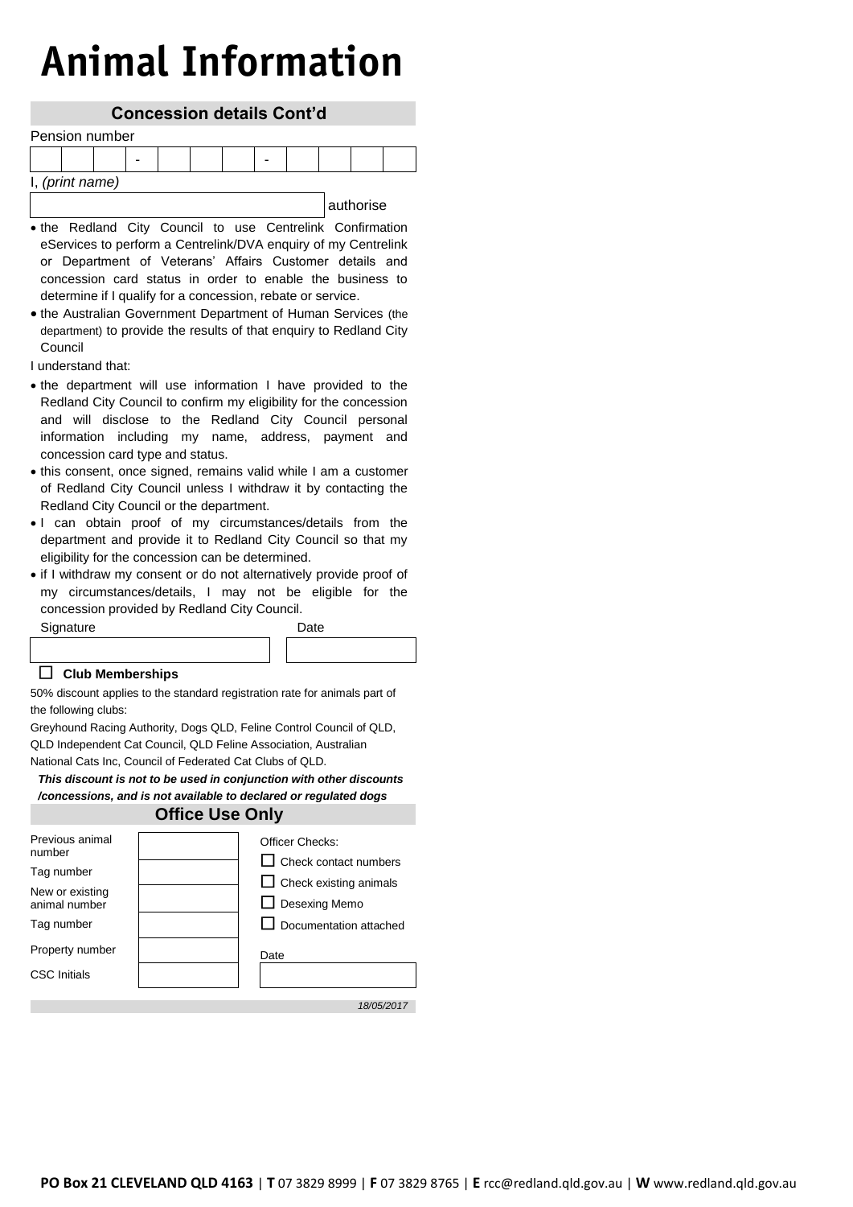# Animal Information

## Concession details Cont'd

Pension number

| | | | | | | | | | | | | |
|---|---|---|---|---|---|---|---|---|---|---|---|---|
| | | | - | | | | - | | | | | |

I, *(print name)*

| |
|---|
| |

authorise

- the Redland City Council to use Centrelink Confirmation eServices to perform a Centrelink/DVA enquiry of my Centrelink or Department of Veterans' Affairs Customer details and concession card status in order to enable the business to determine if I qualify for a concession, rebate or service.
- the Australian Government Department of Human Services (the department) to provide the results of that enquiry to Redland City Council

I understand that:

- the department will use information I have provided to the Redland City Council to confirm my eligibility for the concession and will disclose to the Redland City Council personal information including my name, address, payment and concession card type and status.
- this consent, once signed, remains valid while I am a customer of Redland City Council unless I withdraw it by contacting the Redland City Council or the department.
- I can obtain proof of my circumstances/details from the department and provide it to Redland City Council so that my eligibility for the concession can be determined.
- if I withdraw my consent or do not alternatively provide proof of my circumstances/details, I may not be eligible for the concession provided by Redland City Council.

| Signature | Date |
|---|---|
| | |

☐ **Club Memberships**

50% discount applies to the standard registration rate for animals part of the following clubs:

Greyhound Racing Authority, Dogs QLD, Feline Control Council of QLD, QLD Independent Cat Council, QLD Feline Association, Australian National Cats Inc, Council of Federated Cat Clubs of QLD.

***This discount is not to be used in conjunction with other discounts /concessions, and is not available to declared or regulated dogs***

## Office Use Only

| | | |
|---|---|---|
| Previous animal number | | Officer Checks: |
| Tag number | | ☐ Check contact numbers |
| New or existing animal number | | ☐ Check existing animals |
| Tag number | | ☐ Desexing Memo |
| Property number | | ☐ Documentation attached |
| CSC Initials | | Date |

*18/05/2017*

**PO Box 21 CLEVELAND QLD 4163** | **T** 07 3829 8999 | **F** 07 3829 8765 | **E** rcc@redland.qld.gov.au | **W** www.redland.qld.gov.au